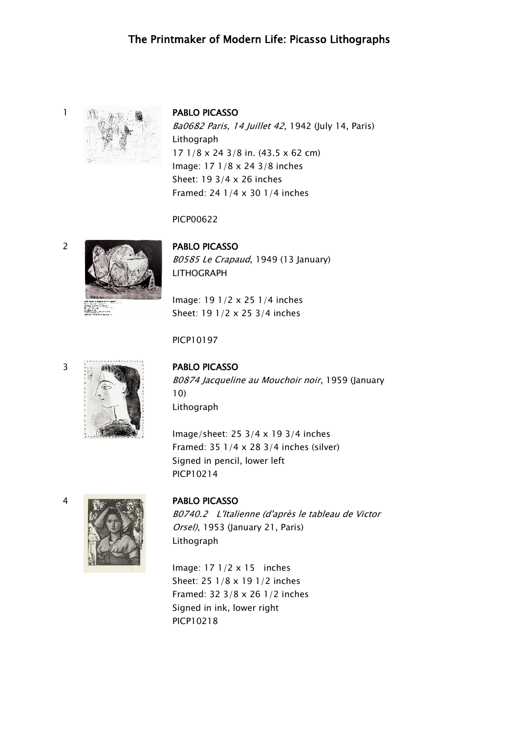# The Printmaker of Modern Life: Picasso Lithographs

1

**PABLO PICASSO**
*Ba0682 Paris, 14 Juillet 42*, 1942 (July 14, Paris)
Lithograph
17 1/8 x 24 3/8 in. (43.5 x 62 cm)
Image: 17 1/8 x 24 3/8 inches
Sheet: 19 3/4 x 26 inches
Framed: 24 1/4 x 30 1/4 inches

PICP00622

2

**PABLO PICASSO**
*B0585 Le Crapaud*, 1949 (13 January)
LITHOGRAPH

Image: 19 1/2 x 25 1/4 inches
Sheet: 19 1/2 x 25 3/4 inches

PICP10197

3

**PABLO PICASSO**
*B0874 Jacqueline au Mouchoir noir*, 1959 (January 10)
Lithograph

Image/sheet: 25 3/4 x 19 3/4 inches
Framed: 35 1/4 x 28 3/4 inches (silver)
Signed in pencil, lower left
PICP10214

4

**PABLO PICASSO**
*B0740.2 L'Italienne (d'après le tableau de Victor Orsel)*, 1953 (January 21, Paris)
Lithograph

Image: 17 1/2 x 15 inches
Sheet: 25 1/8 x 19 1/2 inches
Framed: 32 3/8 x 26 1/2 inches
Signed in ink, lower right
PICP10218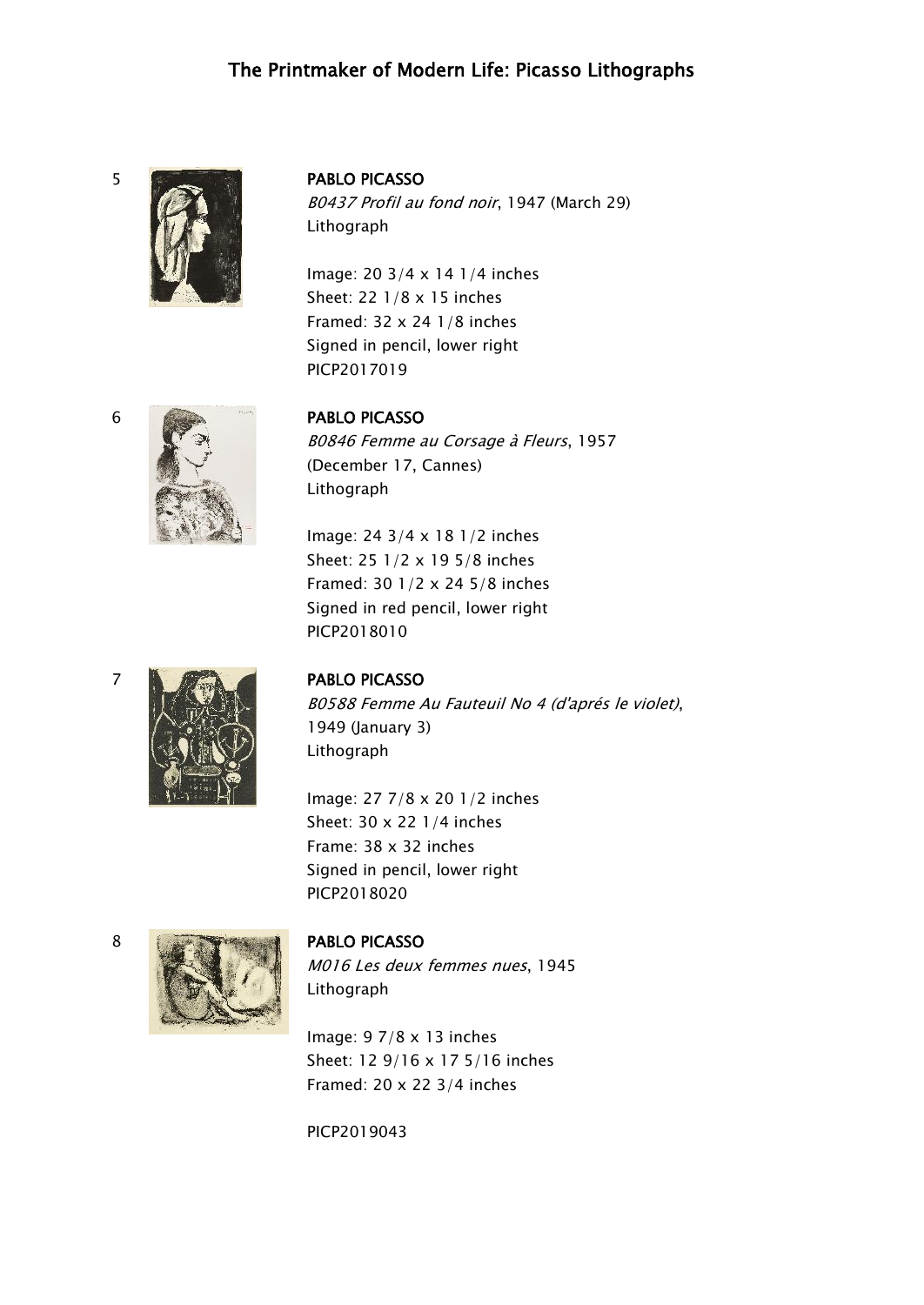# The Printmaker of Modern Life: Picasso Lithographs

5

**PABLO PICASSO**
*B0437 Profil au fond noir*, 1947 (March 29)
Lithograph

Image: 20 3/4 x 14 1/4 inches
Sheet: 22 1/8 x 15 inches
Framed: 32 x 24 1/8 inches
Signed in pencil, lower right
PICP2017019

6

**PABLO PICASSO**
*B0846 Femme au Corsage à Fleurs*, 1957 (December 17, Cannes)
Lithograph

Image: 24 3/4 x 18 1/2 inches
Sheet: 25 1/2 x 19 5/8 inches
Framed: 30 1/2 x 24 5/8 inches
Signed in red pencil, lower right
PICP2018010

7

**PABLO PICASSO**
*B0588 Femme Au Fauteuil No 4 (d'aprés le violet)*, 1949 (January 3)
Lithograph

Image: 27 7/8 x 20 1/2 inches
Sheet: 30 x 22 1/4 inches
Frame: 38 x 32 inches
Signed in pencil, lower right
PICP2018020

8

**PABLO PICASSO**
*M016 Les deux femmes nues*, 1945
Lithograph

Image: 9 7/8 x 13 inches
Sheet: 12 9/16 x 17 5/16 inches
Framed: 20 x 22 3/4 inches

PICP2019043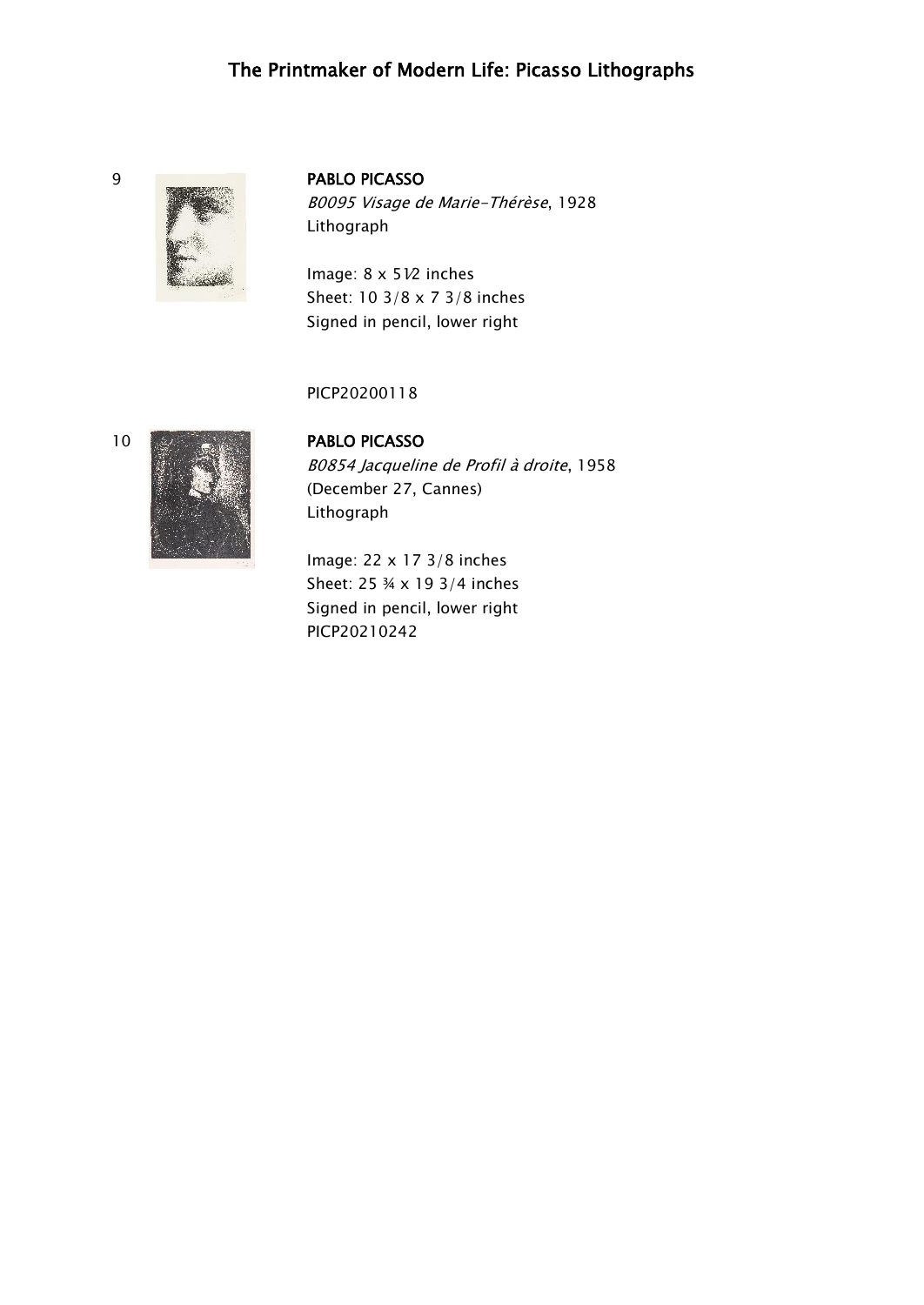9

**PABLO PICASSO**
*B0095 Visage de Marie-Thérèse*, 1928
Lithograph

Image: 8 x 5 1/2 inches
Sheet: 10 3/8 x 7 3/8 inches
Signed in pencil, lower right

PICP20200118

10

**PABLO PICASSO**
*B0854 Jacqueline de Profil à droite*, 1958
(December 27, Cannes)
Lithograph

Image: 22 x 17 3/8 inches
Sheet: 25 ¾ x 19 3/4 inches
Signed in pencil, lower right
PICP20210242